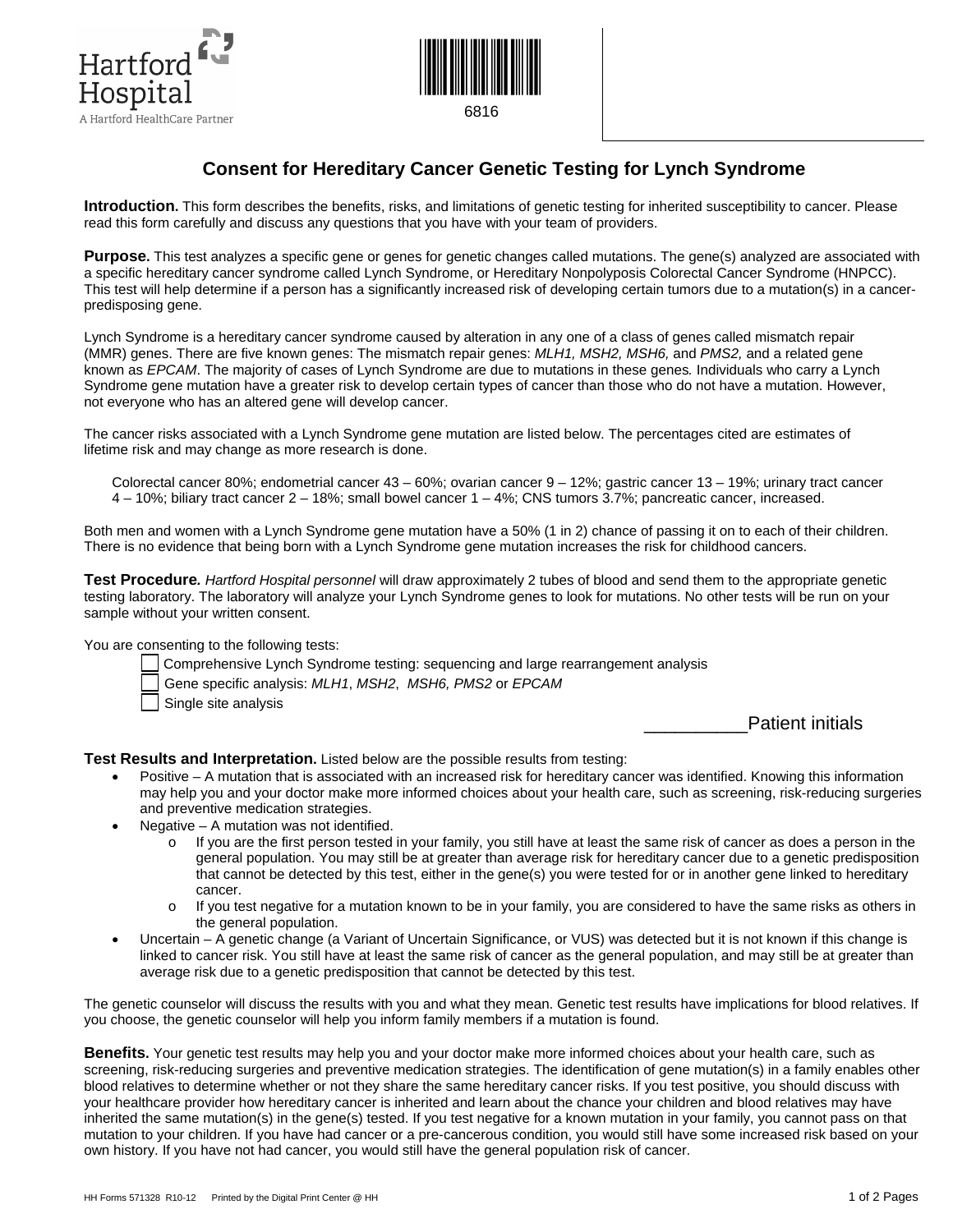Hartford Hospital
A Hartford HealthCare Partner

6816

# Consent for Hereditary Cancer Genetic Testing for Lynch Syndrome

**Introduction.** This form describes the benefits, risks, and limitations of genetic testing for inherited susceptibility to cancer. Please read this form carefully and discuss any questions that you have with your team of providers.

**Purpose.** This test analyzes a specific gene or genes for genetic changes called mutations. The gene(s) analyzed are associated with a specific hereditary cancer syndrome called Lynch Syndrome, or Hereditary Nonpolyposis Colorectal Cancer Syndrome (HNPCC). This test will help determine if a person has a significantly increased risk of developing certain tumors due to a mutation(s) in a cancer-predisposing gene.

Lynch Syndrome is a hereditary cancer syndrome caused by alteration in any one of a class of genes called mismatch repair (MMR) genes. There are five known genes: The mismatch repair genes: *MLH1, MSH2, MSH6,* and *PMS2,* and a related gene known as *EPCAM*. The majority of cases of Lynch Syndrome are due to mutations in these genes*.* Individuals who carry a Lynch Syndrome gene mutation have a greater risk to develop certain types of cancer than those who do not have a mutation. However, not everyone who has an altered gene will develop cancer.

The cancer risks associated with a Lynch Syndrome gene mutation are listed below. The percentages cited are estimates of lifetime risk and may change as more research is done.

> Colorectal cancer 80%; endometrial cancer 43 – 60%; ovarian cancer 9 – 12%; gastric cancer 13 – 19%; urinary tract cancer 4 – 10%; biliary tract cancer 2 – 18%; small bowel cancer 1 – 4%; CNS tumors 3.7%; pancreatic cancer, increased.

Both men and women with a Lynch Syndrome gene mutation have a 50% (1 in 2) chance of passing it on to each of their children. There is no evidence that being born with a Lynch Syndrome gene mutation increases the risk for childhood cancers.

**Test Procedure***.* *Hartford Hospital personnel* will draw approximately 2 tubes of blood and send them to the appropriate genetic testing laboratory. The laboratory will analyze your Lynch Syndrome genes to look for mutations. No other tests will be run on your sample without your written consent.

You are consenting to the following tests:

- ☐ Comprehensive Lynch Syndrome testing: sequencing and large rearrangement analysis
- ☐ Gene specific analysis: *MLH1*, *MSH2*, *MSH6, PMS2* or *EPCAM*
- ☐ Single site analysis

__________Patient initials

**Test Results and Interpretation.** Listed below are the possible results from testing:

- Positive – A mutation that is associated with an increased risk for hereditary cancer was identified. Knowing this information may help you and your doctor make more informed choices about your health care, such as screening, risk-reducing surgeries and preventive medication strategies.
- Negative – A mutation was not identified.
  - If you are the first person tested in your family, you still have at least the same risk of cancer as does a person in the general population. You may still be at greater than average risk for hereditary cancer due to a genetic predisposition that cannot be detected by this test, either in the gene(s) you were tested for or in another gene linked to hereditary cancer.
  - If you test negative for a mutation known to be in your family, you are considered to have the same risks as others in the general population.
- Uncertain – A genetic change (a Variant of Uncertain Significance, or VUS) was detected but it is not known if this change is linked to cancer risk. You still have at least the same risk of cancer as the general population, and may still be at greater than average risk due to a genetic predisposition that cannot be detected by this test.

The genetic counselor will discuss the results with you and what they mean. Genetic test results have implications for blood relatives. If you choose, the genetic counselor will help you inform family members if a mutation is found.

**Benefits.** Your genetic test results may help you and your doctor make more informed choices about your health care, such as screening, risk-reducing surgeries and preventive medication strategies. The identification of gene mutation(s) in a family enables other blood relatives to determine whether or not they share the same hereditary cancer risks. If you test positive, you should discuss with your healthcare provider how hereditary cancer is inherited and learn about the chance your children and blood relatives may have inherited the same mutation(s) in the gene(s) tested. If you test negative for a known mutation in your family, you cannot pass on that mutation to your children. If you have had cancer or a pre-cancerous condition, you would still have some increased risk based on your own history. If you have not had cancer, you would still have the general population risk of cancer.

HH Forms 571328 R10-12 Printed by the Digital Print Center @ HH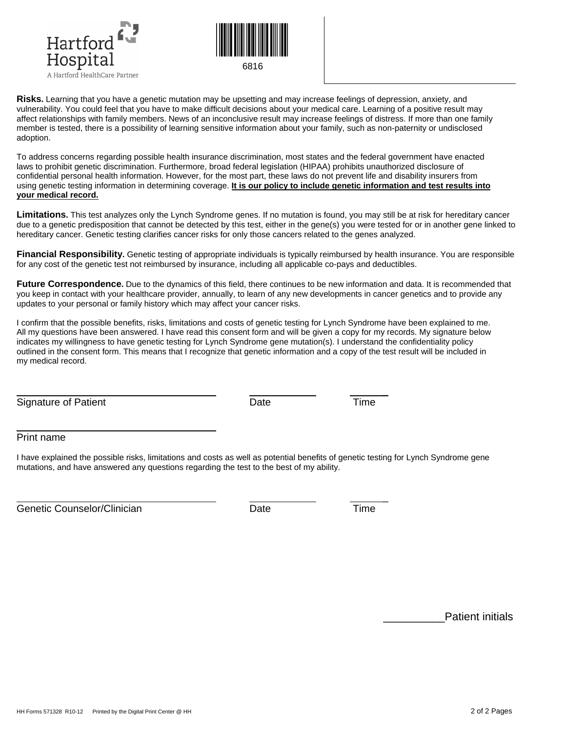**Risks.** Learning that you have a genetic mutation may be upsetting and may increase feelings of depression, anxiety, and vulnerability. You could feel that you have to make difficult decisions about your medical care. Learning of a positive result may affect relationships with family members. News of an inconclusive result may increase feelings of distress. If more than one family member is tested, there is a possibility of learning sensitive information about your family, such as non-paternity or undisclosed adoption.

To address concerns regarding possible health insurance discrimination, most states and the federal government have enacted laws to prohibit genetic discrimination. Furthermore, broad federal legislation (HIPAA) prohibits unauthorized disclosure of confidential personal health information. However, for the most part, these laws do not prevent life and disability insurers from using genetic testing information in determining coverage. **It is our policy to include genetic information and test results into your medical record.**

**Limitations.** This test analyzes only the Lynch Syndrome genes. If no mutation is found, you may still be at risk for hereditary cancer due to a genetic predisposition that cannot be detected by this test, either in the gene(s) you were tested for or in another gene linked to hereditary cancer. Genetic testing clarifies cancer risks for only those cancers related to the genes analyzed.

**Financial Responsibility.** Genetic testing of appropriate individuals is typically reimbursed by health insurance. You are responsible for any cost of the genetic test not reimbursed by insurance, including all applicable co-pays and deductibles.

**Future Correspondence.** Due to the dynamics of this field, there continues to be new information and data. It is recommended that you keep in contact with your healthcare provider, annually, to learn of any new developments in cancer genetics and to provide any updates to your personal or family history which may affect your cancer risks.

I confirm that the possible benefits, risks, limitations and costs of genetic testing for Lynch Syndrome have been explained to me. All my questions have been answered. I have read this consent form and will be given a copy for my records. My signature below indicates my willingness to have genetic testing for Lynch Syndrome gene mutation(s). I understand the confidentiality policy outlined in the consent form. This means that I recognize that genetic information and a copy of the test result will be included in my medical record.

\_\_\_\_\_\_\_\_\_\_\_\_\_\_\_\_\_\_\_\_\_\_\_\_\_\_\_\_\_\_ \_\_\_\_\_\_\_\_\_\_ \_\_\_\_\_\_

Signature of Patient Date Time

\_\_\_\_\_\_\_\_\_\_\_\_\_\_\_\_\_\_\_\_\_\_\_\_\_\_\_\_\_\_

Print name

I have explained the possible risks, limitations and costs as well as potential benefits of genetic testing for Lynch Syndrome gene mutations, and have answered any questions regarding the test to the best of my ability.

\_\_\_\_\_\_\_\_\_\_\_\_\_\_\_\_\_\_\_\_\_\_\_\_\_\_\_\_\_\_ \_\_\_\_\_\_\_\_\_\_ \_\_\_\_\_\_

Genetic Counselor/Clinician Date Time

\_\_\_\_\_\_\_\_\_\_Patient initials

HH Forms 571328 R10-12 Printed by the Digital Print Center @ HH